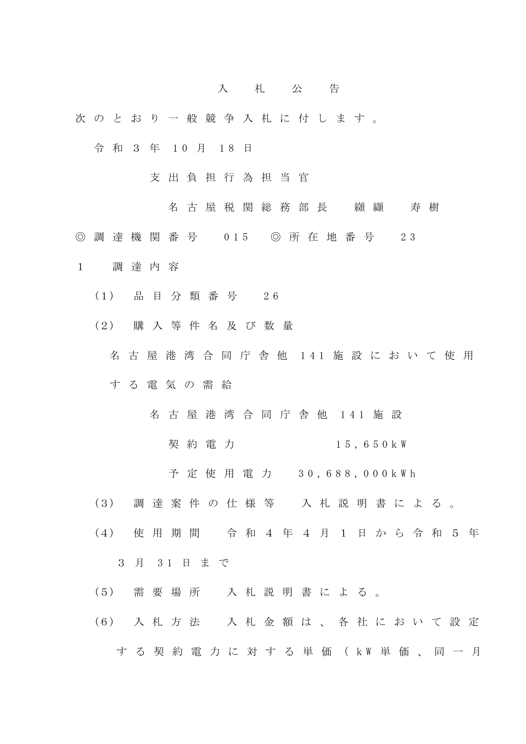# 入札公告

次のとおり一般競争入札に付します。

令和3年10月18日

支出負担行為担当官

名古屋税関総務部長　纐纈　寿樹

◎調達機関番号　015　◎所在地番号　23

1　調達内容

(1)　品目分類番号　26

(2)　購入等件名及び数量

名古屋港湾合同庁舎他141施設において使用する電気の需給

名古屋港湾合同庁舎他141施設

契約電力　15,650kW

予定使用電力　30,688,000kWh

(3)　調達案件の仕様等　入札説明書による。

(4)　使用期間　令和4年4月1日から令和5年3月31日まで

(5)　需要場所　入札説明書による。

(6)　入札方法　入札金額は、各社において設定する契約電力に対する単価（kW単価、同一月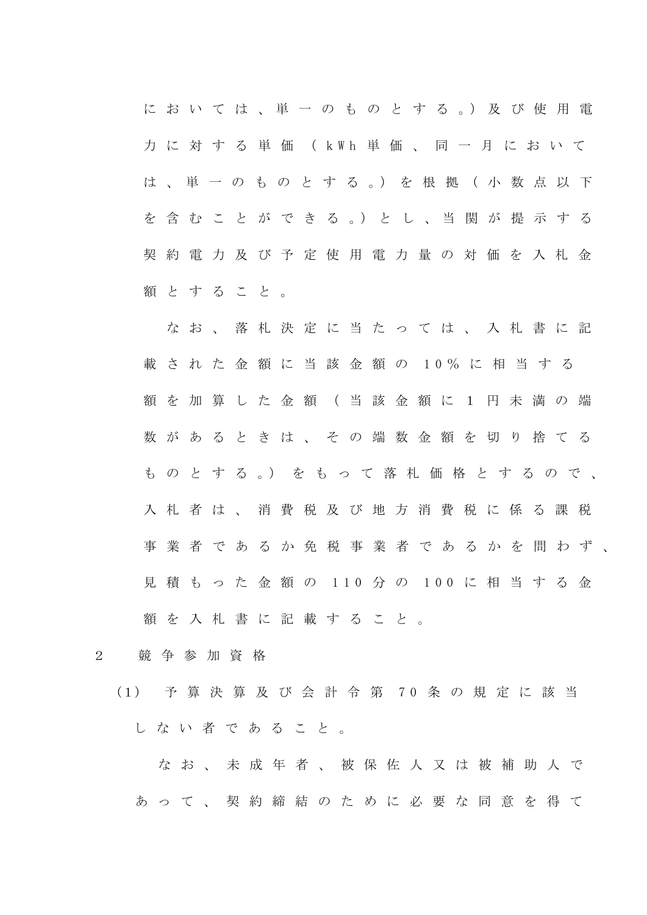においては、単一のものとする。）及び使用電力に対する単価（kWh単価、同一月においては、単一のものとする。）を根拠（小数点以下を含むことができる。）とし、当関が提示する契約電力及び予定使用電力量の対価を入札金額とすること。

なお、落札決定に当たっては、入札書に記載された金額に当該金額の10％に相当する額を加算した金額（当該金額に1円未満の端数があるときは、その端数金額を切り捨てるものとする。）をもって落札価格とするので、入札者は、消費税及び地方消費税に係る課税事業者であるか免税事業者であるかを問わず、見積もった金額の110分の100に相当する金額を入札書に記載すること。

2　競争参加資格

(1)　予算決算及び会計令第70条の規定に該当しない者であること。

なお、未成年者、被保佐人又は被補助人であって、契約締結のために必要な同意を得て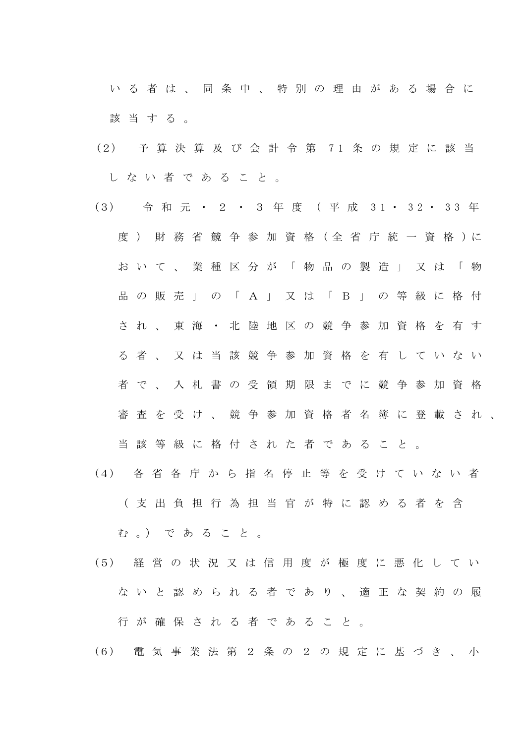いる者は、同条中、特別の理由がある場合に該当する。

(2) 予算決算及び会計令第71条の規定に該当しない者であること。

(3) 令和元・2・3年度（平成31・32・33年度）財務省競争参加資格（全省庁統一資格）において、業種区分が「物品の製造」又は「物品の販売」の「A」又は「B」の等級に格付され、東海・北陸地区の競争参加資格を有する者、又は当該競争参加資格を有していない者で、入札書の受領期限までに競争参加資格審査を受け、競争参加資格者名簿に登載され、当該等級に格付された者であること。

(4) 各省各庁から指名停止等を受けていない者（支出負担行為担当官が特に認める者を含む。）であること。

(5) 経営の状況又は信用度が極度に悪化していないと認められる者であり、適正な契約の履行が確保される者であること。

(6) 電気事業法第2条の2の規定に基づき、小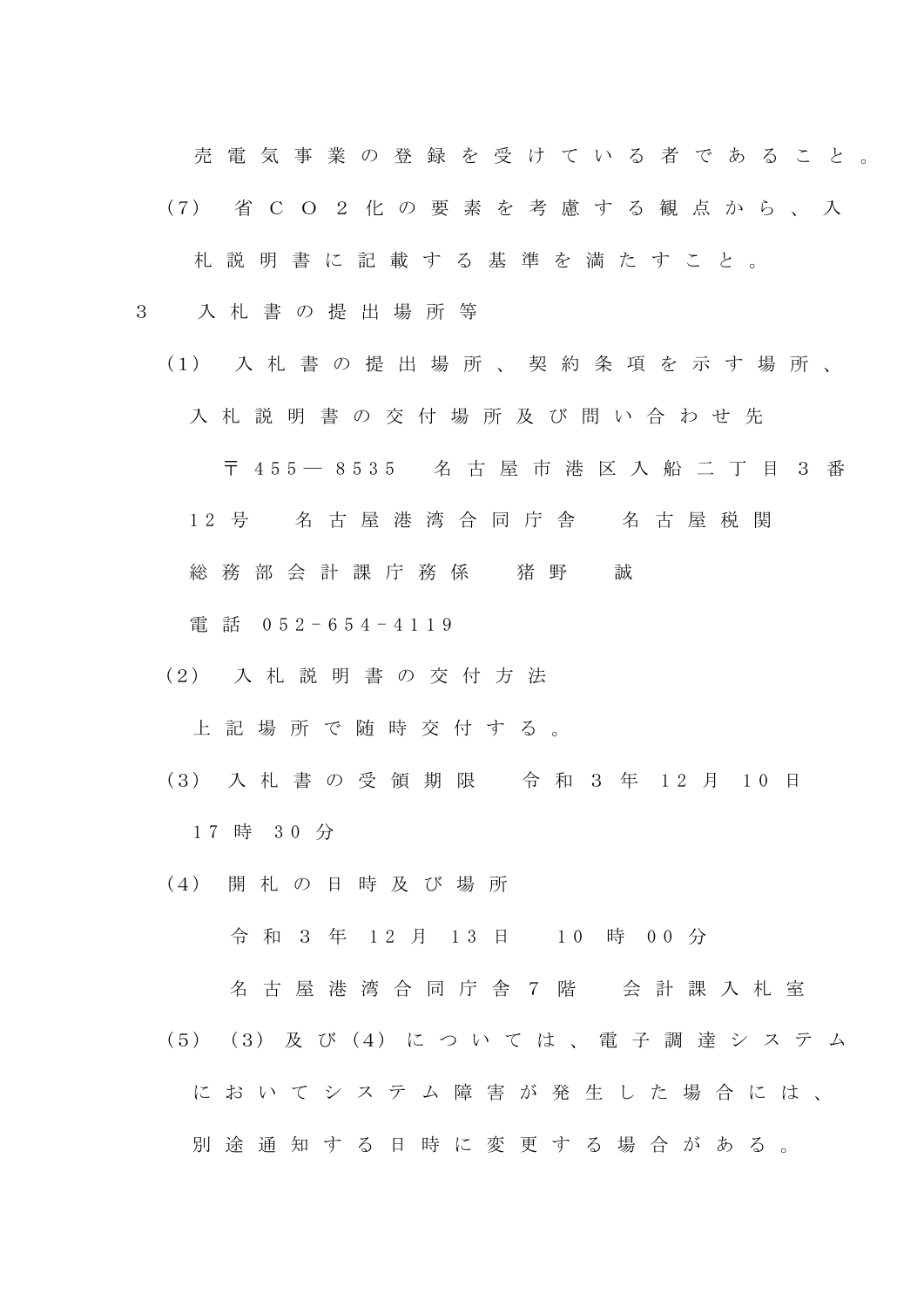売電気事業の登録を受けている者であること。

(7) 省ＣＯ２化の要素を考慮する観点から、入札説明書に記載する基準を満たすこと。

3 入札書の提出場所等

(1) 入札書の提出場所、契約条項を示す場所、入札説明書の交付場所及び問い合わせ先

〒455―8535 名古屋市港区入船二丁目３番12号 名古屋港湾合同庁舎 名古屋税関総務部会計課庁務係 猪野 誠

電話 052-654-4119

(2) 入札説明書の交付方法

上記場所で随時交付する。

(3) 入札書の受領期限 令和３年12月10日17時30分

(4) 開札の日時及び場所

令和３年12月13日 10時00分

名古屋港湾合同庁舎７階 会計課入札室

(5) (3)及び(4)については、電子調達システムにおいてシステム障害が発生した場合には、別途通知する日時に変更する場合がある。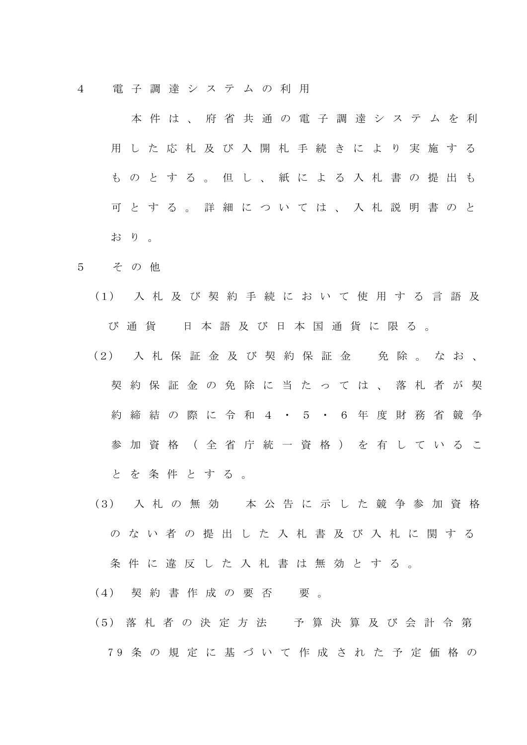4　電子調達システムの利用

本件は、府省共通の電子調達システムを利用した応札及び入開札手続きにより実施するものとする。但し、紙による入札書の提出も可とする。詳細については、入札説明書のとおり。

5　その他

(1) 入札及び契約手続において使用する言語及び通貨　日本語及び日本国通貨に限る。

(2) 入札保証金及び契約保証金　免除。なお、契約保証金の免除に当たっては、落札者が契約締結の際に令和4・5・6年度財務省競争参加資格（全省庁統一資格）を有していることを条件とする。

(3) 入札の無効　本公告に示した競争参加資格のない者の提出した入札書及び入札に関する条件に違反した入札書は無効とする。

(4) 契約書作成の要否　要。

(5) 落札者の決定方法　予算決算及び会計令第79条の規定に基づいて作成された予定価格の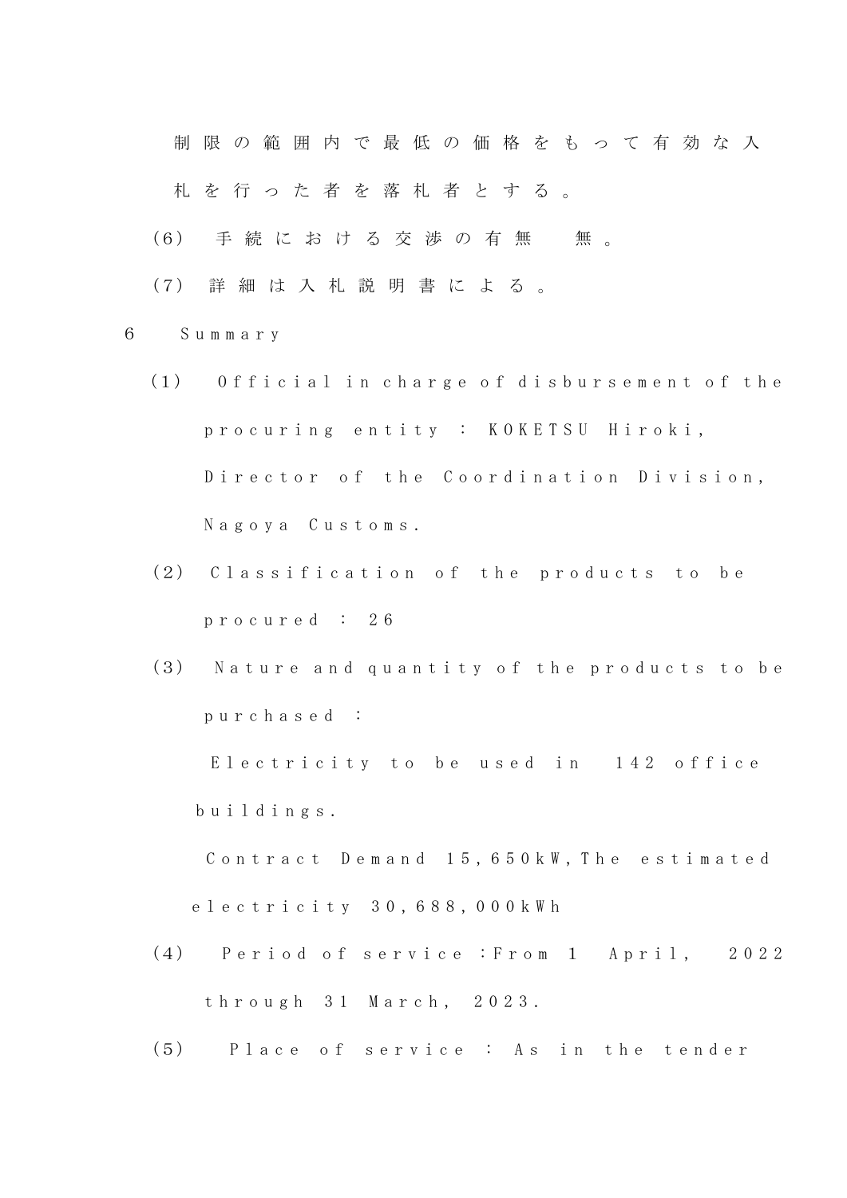制限の範囲内で最低の価格をもって有効な入札を行った者を落札者とする。

（6） 手続における交渉の有無　無。

（7） 詳細は入札説明書による。

6 Summary

（1） Official in charge of disbursement of the procuring entity : KOKETSU Hiroki, Director of the Coordination Division, Nagoya Customs.

（2） Classification of the products to be procured : 26

（3） Nature and quantity of the products to be purchased :

Electricity to be used in 142 office buildings.

Contract Demand 15,650kW, The estimated electricity 30,688,000kWh

（4） Period of service : From 1 April, 2022 through 31 March, 2023.

（5） Place of service : As in the tender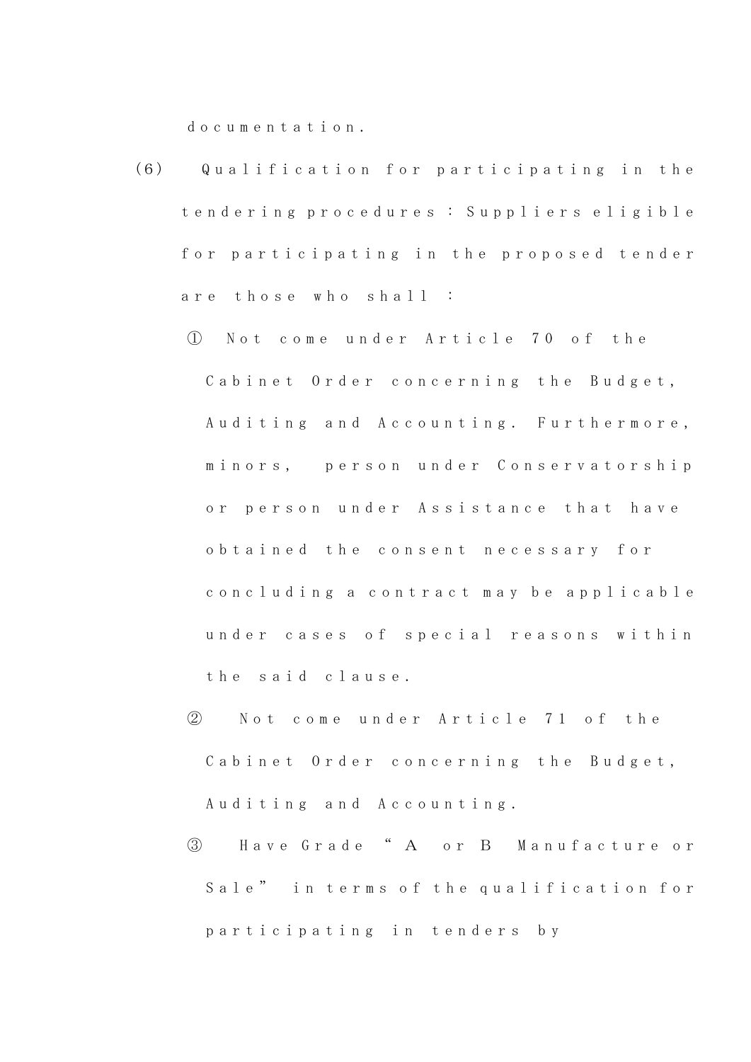documentation.

(6) Qualification for participating in the tendering procedures : Suppliers eligible for participating in the proposed tender are those who shall :

① Not come under Article 70 of the Cabinet Order concerning the Budget, Auditing and Accounting. Furthermore, minors, person under Conservatorship or person under Assistance that have obtained the consent necessary for concluding a contract may be applicable under cases of special reasons within the said clause.

② Not come under Article 71 of the Cabinet Order concerning the Budget, Auditing and Accounting.

③ Have Grade " A or B Manufacture or Sale" in terms of the qualification for participating in tenders by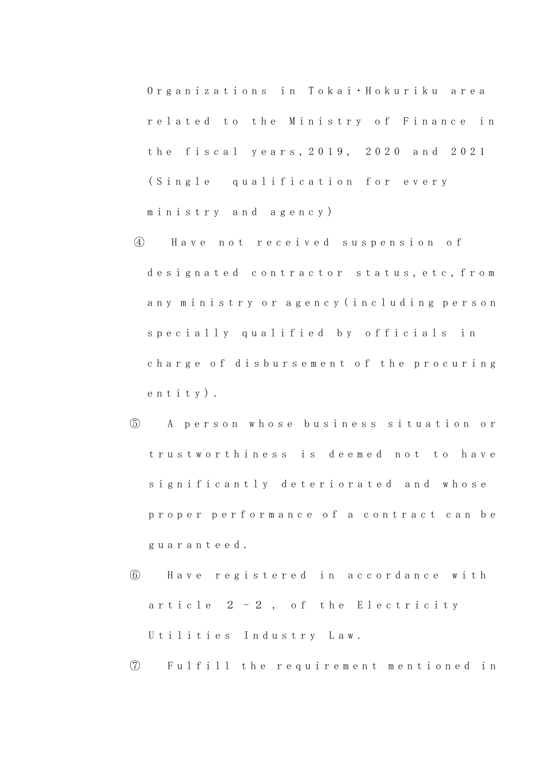Organizations in Tokai･Hokuriku area related to the Ministry of Finance in the fiscal years,2019, 2020 and 2021 (Single qualification for every ministry and agency)

④ Have not received suspension of designated contractor status,etc,from any ministry or agency(including person specially qualified by officials in charge of disbursement of the procuring entity).

⑤ A person whose business situation or trustworthiness is deemed not to have significantly deteriorated and whose proper performance of a contract can be guaranteed.

⑥ Have registered in accordance with article 2－2, of the Electricity Utilities Industry Law.

⑦ Fulfill the requirement mentioned in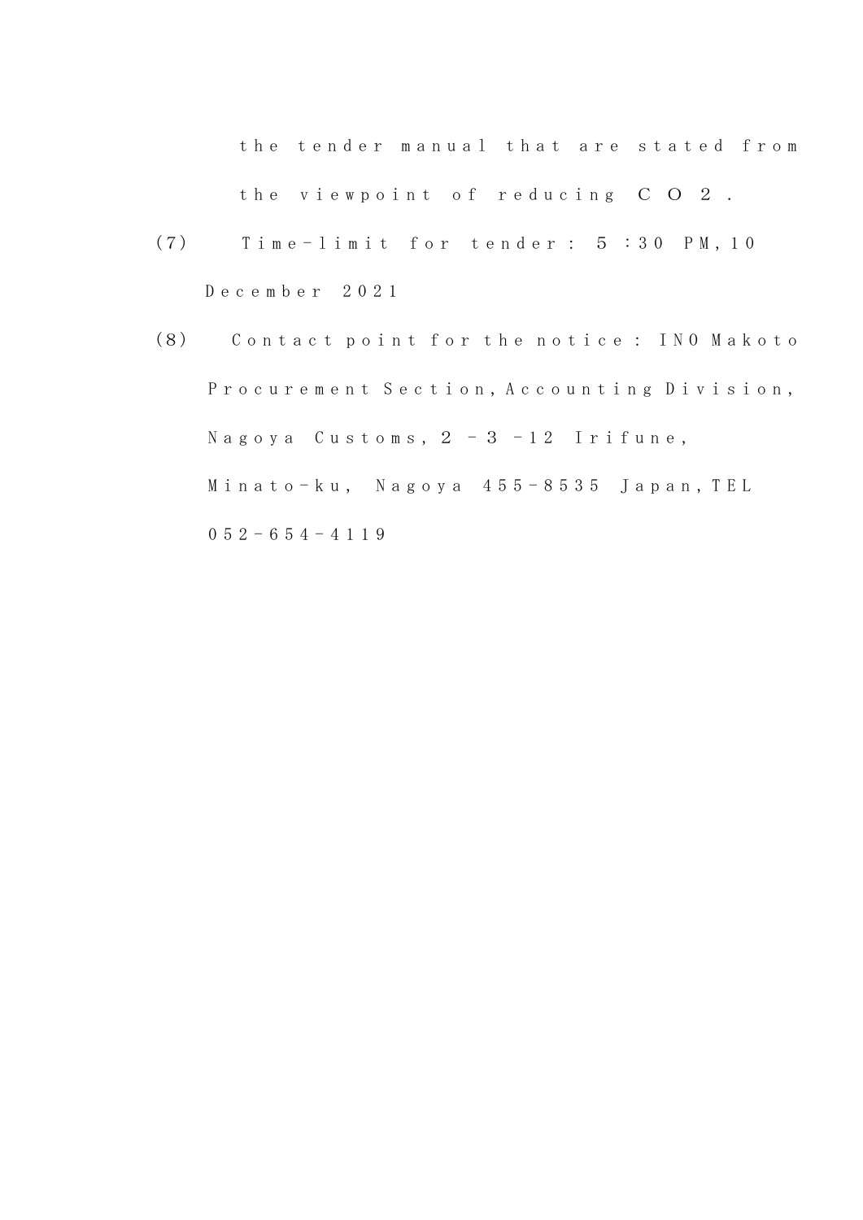the tender manual that are stated from the viewpoint of reducing $CO_2$.

(7) Time-limit for tender: 5:30 PM, 10 December 2021

(8) Contact point for the notice: INO Makoto Procurement Section, Accounting Division, Nagoya Customs, 2-3-12 Irifune, Minato-ku, Nagoya 455-8535 Japan, TEL 052-654-4119